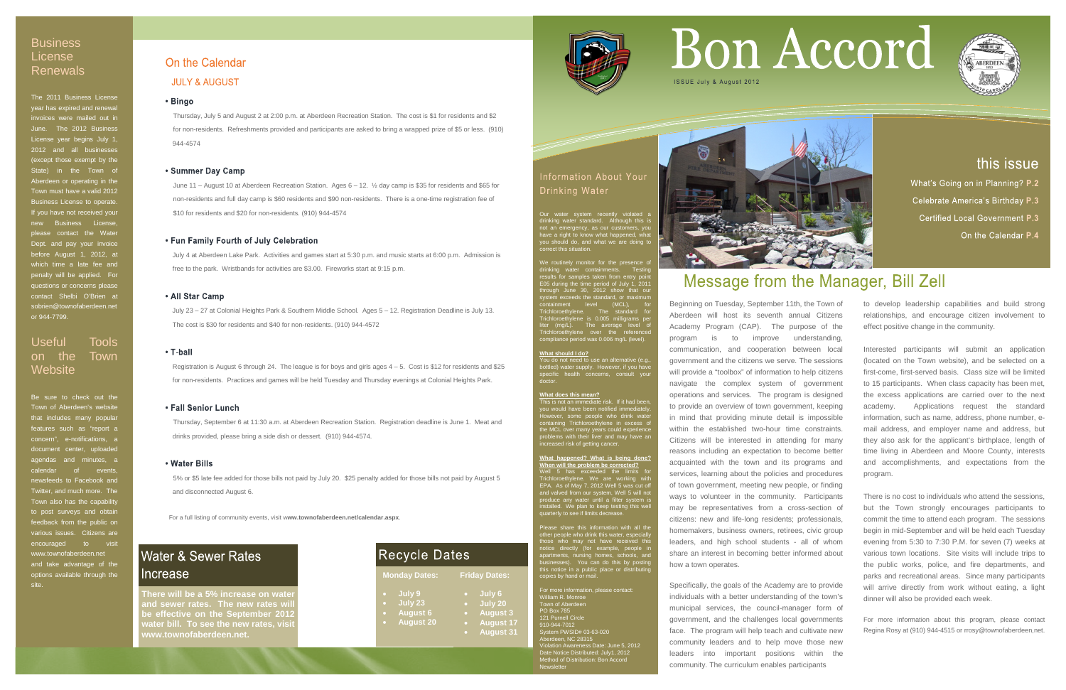# Bon Accord

ISSUE July & August 2012

## this issue

What's Going on in Planning? P.2

Celebrate America's Birthday P.3

Certified Local Government P.3

On the Calendar P.4

## Business License Renewals

The 2011 Business License year has expired and renewal invoices were mailed out in June. The 2012 Business License year begins July 1, 2012 and all businesses (except those exempt by the State) in the Town of Aberdeen or operating in the Town must have a valid 2012 Business License to operate. If you have not received your new Business License, please contact the Water Dept. and pay your invoice before August 1, 2012, at which time a late fee and penalty will be applied. For questions or concerns please contact Shelbi O'Brien at sobrien@townofaberdeen.net or 944-7799.

## Useful Tools on the Town Website

Be sure to check out the Town of Aberdeen's website that includes many popular features such as "report a concern", e-notifications, a document center, uploaded agendas and minutes, a calendar of events, newsfeeds to Facebook and Twitter, and much more. The Town also has the capability to post surveys and obtain feedback from the public on various issues. Citizens are encouraged to visit www.townofaberdeen.net and take advantage of the options available through the site.

## On the Calendar

### JULY & AUGUST

**• Bingo**

Thursday, July 5 and August 2 at 2:00 p.m. at Aberdeen Recreation Station. The cost is $1 for residents and $2 for non-residents. Refreshments provided and participants are asked to bring a wrapped prize of $5 or less. (910) 944-4574

**• Summer Day Camp**

June 11 – August 10 at Aberdeen Recreation Station. Ages 6 – 12. ½ day camp is $35 for residents and $65 for non-residents and full day camp is $60 residents and $90 non-residents. There is a one-time registration fee of $10 for residents and $20 for non-residents. (910) 944-4574

**• Fun Family Fourth of July Celebration**

July 4 at Aberdeen Lake Park. Activities and games start at 5:30 p.m. and music starts at 6:00 p.m. Admission is free to the park. Wristbands for activities are $3.00. Fireworks start at 9:15 p.m.

**• All Star Camp**

July 23 – 27 at Colonial Heights Park & Southern Middle School. Ages 5 – 12. Registration Deadline is July 13. The cost is $30 for residents and $40 for non-residents. (910) 944-4572

**• T-ball**

Registration is August 6 through 24. The league is for boys and girls ages 4 – 5. Cost is $12 for residents and $25 for non-residents. Practices and games will be held Tuesday and Thursday evenings at Colonial Heights Park.

**• Fall Senior Lunch**

Thursday, September 6 at 11:30 a.m. at Aberdeen Recreation Station. Registration deadline is June 1. Meat and drinks provided, please bring a side dish or dessert. (910) 944-4574.

**• Water Bills**

5% or $5 late fee added for those bills not paid by July 20. $25 penalty added for those bills not paid by August 5 and disconnected August 6.

For a full listing of community events, visit w**ww.townofaberdeen.net/calendar.aspx**.

## Water & Sewer Rates Increase

**There will be a 5% increase on water and sewer rates. The new rates will be effective on the September 2012 water bill. To see the new rates, visit www.townofaberdeen.net.**

## Recycle Dates

| Monday Dates: | Friday Dates: |
|---|---|
| July 9 | July 6 |
| July 23 | July 20 |
| August 6 | August 3 |
| August 20 | August 17 |
| | August 31 |

## Information About Your Drinking Water

Our water system recently violated a drinking water standard. Although this is not an emergency, as our customers, you have a right to know what happened, what you should do, and what we are doing to correct this situation.

We routinely monitor for the presence of drinking water containments. Testing results for samples taken from entry point E05 during the time period of July 1, 2011 through June 30, 2012 show that our system exceeds the standard, or maximum containment level (MCL), for Trichloroethylene. The standard for Trichloroethylene is 0.005 milligrams per liter (mg/L). The average level of Trichloroethylene over the referenced compliance period was 0.006 mg/L (level).

**What should I do?**

You do not need to use an alternative (e.g., bottled) water supply. However, if you have specific health concerns, consult your doctor.

**What does this mean?**

This is not an immediate risk. If it had been, you would have been notified immediately. However, some people who drink water containing Trichloroethylene in excess of the MCL over many years could experience problems with their liver and may have an increased risk of getting cancer.

**What happened? What is being done? When will the problem be corrected?**

Well 5 has exceeded the limits for Trichloroethylene. We are working with EPA. As of May 7, 2012 Well 5 was cut off and valved from our system, Well 5 will not produce any water until a filter system is installed. We plan to keep testing this well quarterly to see if limits decrease.

Please share this information with all the other people who drink this water, especially those who may not have received this notice directly (for example, people in apartments, nursing homes, schools, and businesses). You can do this by posting this notice in a public place or distributing copies by hand or mail.

For more information, please contact:
William R. Monroe
Town of Aberdeen
PO Box 785
121 Purnell Circle
910-944-7012
System PWSID# 03-63-020
Aberdeen, NC 28315
Violation Awareness Date: June 5, 2012
Date Notice Distributed: July1, 2012
Method of Distribution: Bon Accord Newsletter

## Message from the Manager, Bill Zell

Beginning on Tuesday, September 11th, the Town of Aberdeen will host its seventh annual Citizens Academy Program (CAP). The purpose of the program is to improve understanding, communication, and cooperation between local government and the citizens we serve. The sessions will provide a "toolbox" of information to help citizens navigate the complex system of government operations and services. The program is designed to provide an overview of town government, keeping in mind that providing minute detail is impossible within the established two-hour time constraints. Citizens will be interested in attending for many reasons including an expectation to become better acquainted with the town and its programs and services, learning about the policies and procedures of town government, meeting new people, or finding ways to volunteer in the community. Participants may be representatives from a cross-section of citizens: new and life-long residents; professionals, homemakers, business owners, retirees, civic group leaders, and high school students - all of whom share an interest in becoming better informed about how a town operates.

Specifically, the goals of the Academy are to provide individuals with a better understanding of the town's municipal services, the council-manager form of government, and the challenges local governments face. The program will help teach and cultivate new community leaders and to help move those new leaders into important positions within the community. The curriculum enables participants to develop leadership capabilities and build strong relationships, and encourage citizen involvement to effect positive change in the community.

Interested participants will submit an application (located on the Town website), and be selected on a first-come, first-served basis. Class size will be limited to 15 participants. When class capacity has been met, the excess applications are carried over to the next academy. Applications request the standard information, such as name, address, phone number, e-mail address, and employer name and address, but they also ask for the applicant's birthplace, length of time living in Aberdeen and Moore County, interests and accomplishments, and expectations from the program.

There is no cost to individuals who attend the sessions, but the Town strongly encourages participants to commit the time to attend each program. The sessions begin in mid-September and will be held each Tuesday evening from 5:30 to 7:30 P.M. for seven (7) weeks at various town locations. Site visits will include trips to the public works, police, and fire departments, and parks and recreational areas. Since many participants will arrive directly from work without eating, a light dinner will also be provided each week.

For more information about this program, please contact Regina Rosy at (910) 944-4515 or rrosy@townofaberdeen,net.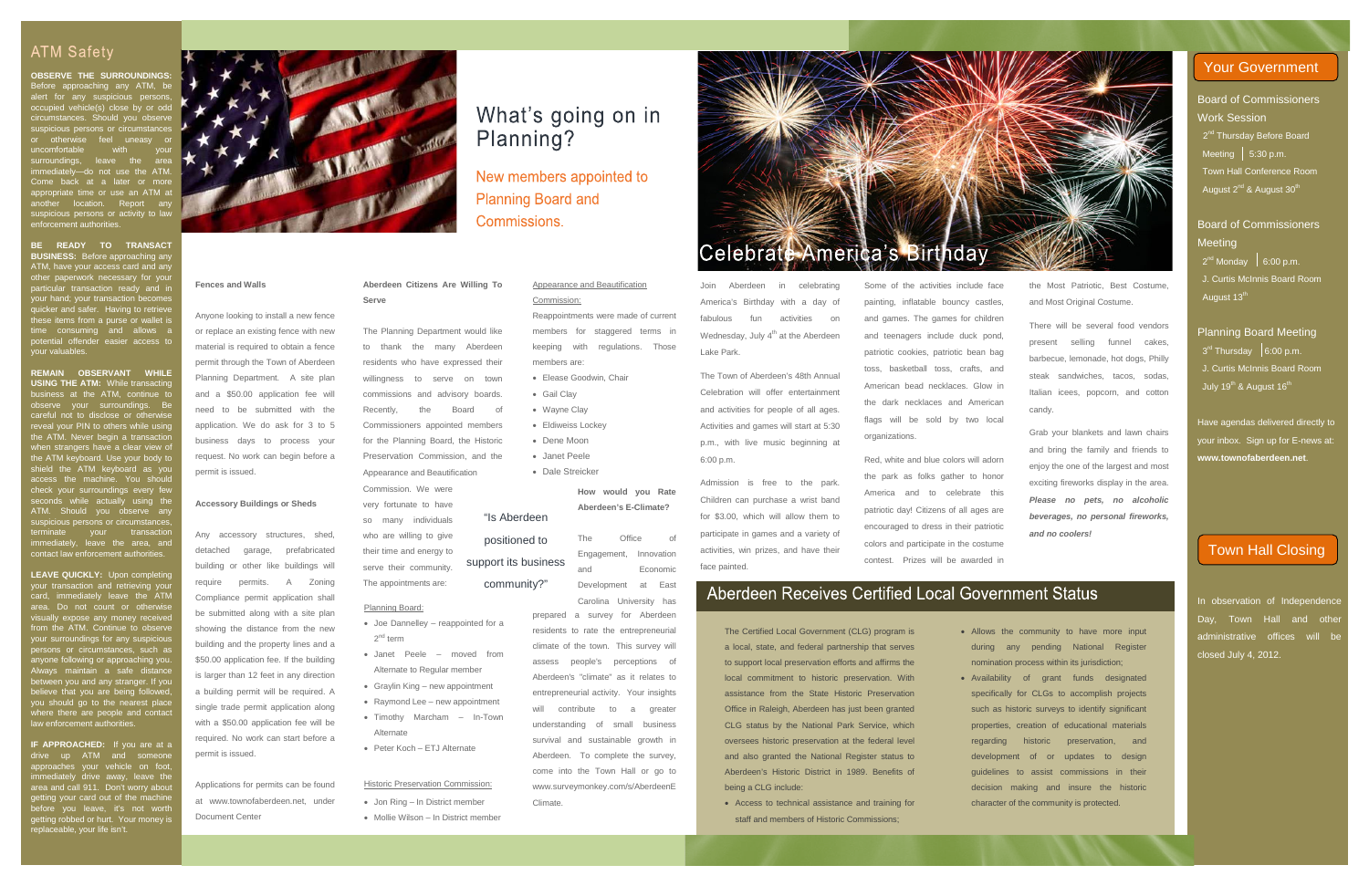## ATM Safety

**OBSERVE THE SURROUNDINGS:** Before approaching any ATM, be alert for any suspicious persons, occupied vehicle(s) close by or odd circumstances. Should you observe suspicious persons or circumstances or otherwise feel uneasy or uncomfortable with your surroundings, leave the area immediately—do not use the ATM. Come back at a later or more appropriate time or use an ATM at another location. Report any suspicious persons or activity to law enforcement authorities.

**BE READY TO TRANSACT BUSINESS:** Before approaching any ATM, have your access card and any other paperwork necessary for your particular transaction ready and in your hand; your transaction becomes quicker and safer. Having to retrieve these items from a purse or wallet is time consuming and allows a potential offender easier access to your valuables.

**REMAIN OBSERVANT WHILE USING THE ATM:** While transacting business at the ATM, continue to observe your surroundings. Be careful not to disclose or otherwise reveal your PIN to others while using the ATM. Never begin a transaction when strangers have a clear view of the ATM keyboard. Use your body to shield the ATM keyboard as you access the machine. You should check your surroundings every few seconds while actually using the ATM. Should you observe any suspicious persons or circumstances, terminate your transaction immediately, leave the area, and contact law enforcement authorities.

**LEAVE QUICKLY:** Upon completing your transaction and retrieving your card, immediately leave the ATM area. Do not count or otherwise visually expose any money received from the ATM. Continue to observe your surroundings for any suspicious persons or circumstances, such as anyone following or approaching you. Always maintain a safe distance between you and any stranger. If you believe that you are being followed, you should go to the nearest place where there are people and contact law enforcement authorities.

**IF APPROACHED:** If you are at a drive up ATM and someone approaches your vehicle on foot, immediately drive away, leave the area and call 911. Don't worry about getting your card out of the machine before you leave, it's not worth getting robbed or hurt. Your money is replaceable, your life isn't.

## What's going on in Planning?

New members appointed to Planning Board and Commissions.

**Fences and Walls**

Anyone looking to install a new fence or replace an existing fence with new material is required to obtain a fence permit through the Town of Aberdeen Planning Department. A site plan and a $50.00 application fee will need to be submitted with the application. We do ask for 3 to 5 business days to process your request. No work can begin before a permit is issued.

**Accessory Buildings or Sheds**

Any accessory structures, shed, detached garage, prefabricated building or other like buildings will require permits. A Zoning Compliance permit application shall be submitted along with a site plan showing the distance from the new building and the property lines and a $50.00 application fee. If the building is larger than 12 feet in any direction a building permit will be required. A single trade permit application along with a $50.00 application fee will be required. No work can start before a permit is issued.

Applications for permits can be found at www.townofaberdeen.net, under Document Center

**Aberdeen Citizens Are Willing To Serve**

The Planning Department would like to thank the many Aberdeen residents who have expressed their willingness to serve on town commissions and advisory boards. Recently, the Board of Commissioners appointed members for the Planning Board, the Historic Preservation Commission, and the Appearance and Beautification Commission. We were very fortunate to have so many individuals who are willing to give their time and energy to serve their community. The appointments are:

Planning Board:

- Joe Dannelley – reappointed for a 2nd term
- Janet Peele – moved from Alternate to Regular member
- Graylin King – new appointment
- Raymond Lee – new appointment
- Timothy Marcham – In-Town Alternate
- Peter Koch – ETJ Alternate

Historic Preservation Commission:

- Jon Ring – In District member
- Mollie Wilson – In District member

Appearance and Beautification Commission:

Reappointments were made of current members for staggered terms in keeping with regulations. Those members are:

- Elease Goodwin, Chair
- Gail Clay
- Wayne Clay
- Eldweiss Lockey
- Dene Moon
- Janet Peele
- Dale Streicker

"Is Aberdeen positioned to support its business community?"

**How would you Rate Aberdeen's E-Climate?**

The Office of Engagement, Innovation and Economic Development at East Carolina University has prepared a survey for Aberdeen residents to rate the entrepreneurial climate of the town. This survey will assess people's perceptions of Aberdeen's "climate" as it relates to entrepreneurial activity. Your insights will contribute to a greater understanding of small business survival and sustainable growth in Aberdeen. To complete the survey, come into the Town Hall or go to www.surveymonkey.com/s/AberdeenEClimate.

## Celebrate America's Birthday

Join Aberdeen in celebrating America's Birthday with a day of fabulous fun activities on Wednesday, July 4th at the Aberdeen Lake Park.

The Town of Aberdeen's 48th Annual Celebration will offer entertainment and activities for people of all ages. Activities and games will start at 5:30 p.m., with live music beginning at 6:00 p.m.

Admission is free to the park. Children can purchase a wrist band for $3.00, which will allow them to participate in games and a variety of activities, win prizes, and have their face painted.

Some of the activities include face painting, inflatable bouncy castles, and games. The games for children and teenagers include duck pond, patriotic cookies, patriotic bean bag toss, basketball toss, crafts, and American bead necklaces. Glow in the dark necklaces and American flags will be sold by two local organizations.

Red, white and blue colors will adorn the park as folks gather to honor America and to celebrate this patriotic day! Citizens of all ages are encouraged to dress in their patriotic colors and participate in the costume contest. Prizes will be awarded in the Most Patriotic, Best Costume, and Most Original Costume.

There will be several food vendors present selling funnel cakes, barbecue, lemonade, hot dogs, Philly steak sandwiches, tacos, sodas, Italian icees, popcorn, and cotton candy.

Grab your blankets and lawn chairs and bring the family and friends to enjoy the one of the largest and most exciting fireworks display in the area. ***Please no pets, no alcoholic beverages, no personal fireworks, and no coolers!***

## Aberdeen Receives Certified Local Government Status

The Certified Local Government (CLG) program is a local, state, and federal partnership that serves to support local preservation efforts and affirms the local commitment to historic preservation. With assistance from the State Historic Preservation Office in Raleigh, Aberdeen has just been granted CLG status by the National Park Service, which oversees historic preservation at the federal level and also granted the National Register status to Aberdeen's Historic District in 1989. Benefits of being a CLG include:

- Access to technical assistance and training for staff and members of Historic Commissions;
- Allows the community to have more input during any pending National Register nomination process within its jurisdiction;
- Availability of grant funds designated specifically for CLGs to accomplish projects such as historic surveys to identify significant properties, creation of educational materials regarding historic preservation, and development of or updates to design guidelines to assist commissions in their decision making and insure the historic character of the community is protected.

## Your Government

**Board of Commissioners Work Session**
2nd Thursday Before Board Meeting | 5:30 p.m.
Town Hall Conference Room
August 2nd & August 30th

**Board of Commissioners Meeting**
2nd Monday | 6:00 p.m.
J. Curtis McInnis Board Room
August 13th

**Planning Board Meeting**
3rd Thursday | 6:00 p.m.
J. Curtis McInnis Board Room
July 19th & August 16th

Have agendas delivered directly to your inbox. Sign up for E-news at: **www.townofaberdeen.net**.

## Town Hall Closing

In observation of Independence Day, Town Hall and other administrative offices will be closed July 4, 2012.